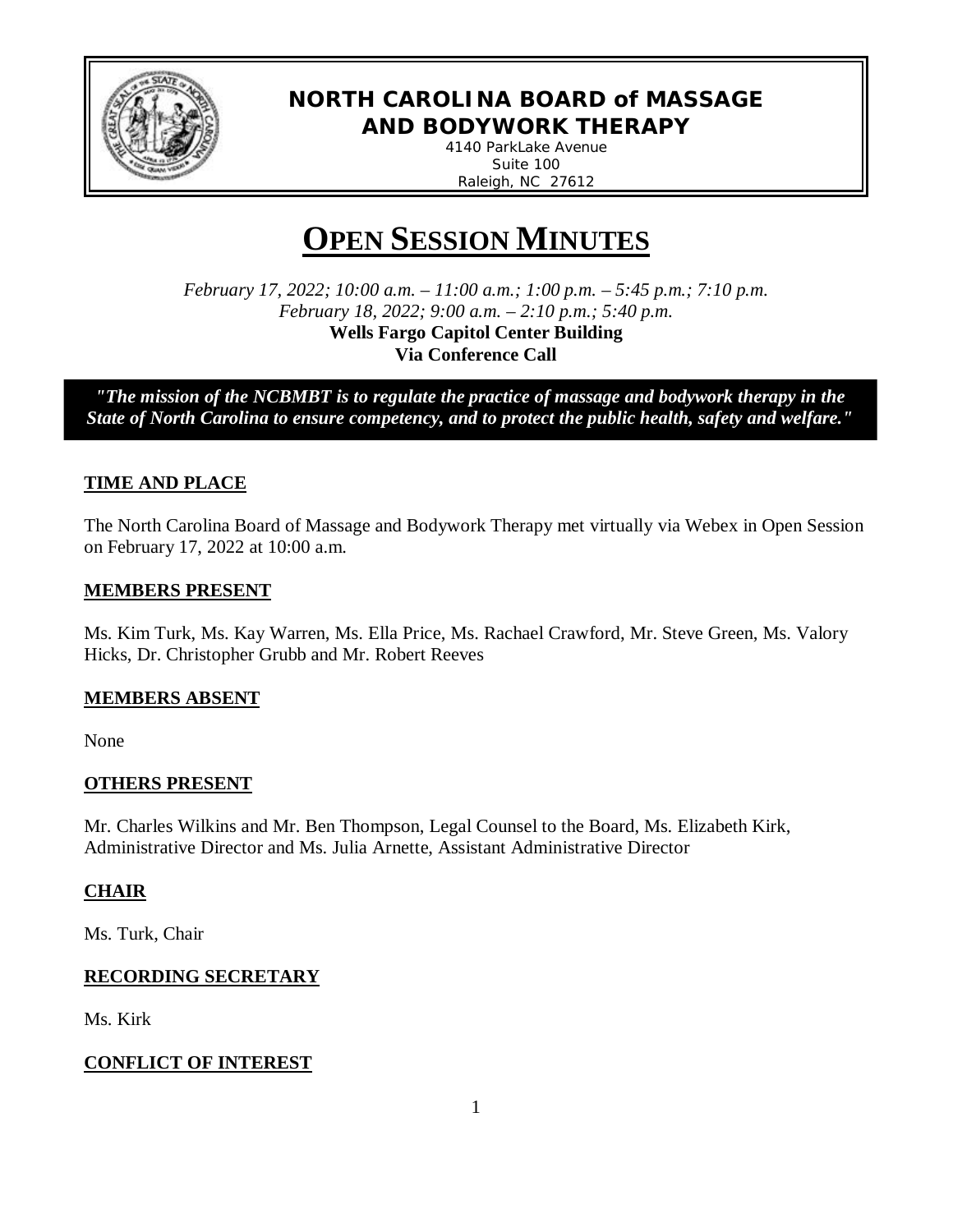**NORTH CAROLINA BOARD of MASSAGE AND BODYWORK THERAPY**

4140 ParkLake Avenue
Suite 100
Raleigh, NC 27612

# OPEN SESSION MINUTES

*February 17, 2022; 10:00 a.m. – 11:00 a.m.; 1:00 p.m. – 5:45 p.m.; 7:10 p.m.*
*February 18, 2022; 9:00 a.m. – 2:10 p.m.; 5:40 p.m.*
**Wells Fargo Capitol Center Building**
**Via Conference Call**

***"The mission of the NCBMBT is to regulate the practice of massage and bodywork therapy in the State of North Carolina to ensure competency, and to protect the public health, safety and welfare."***

## TIME AND PLACE

The North Carolina Board of Massage and Bodywork Therapy met virtually via Webex in Open Session on February 17, 2022 at 10:00 a.m.

## MEMBERS PRESENT

Ms. Kim Turk, Ms. Kay Warren, Ms. Ella Price, Ms. Rachael Crawford, Mr. Steve Green, Ms. Valory Hicks, Dr. Christopher Grubb and Mr. Robert Reeves

## MEMBERS ABSENT

None

## OTHERS PRESENT

Mr. Charles Wilkins and Mr. Ben Thompson, Legal Counsel to the Board, Ms. Elizabeth Kirk, Administrative Director and Ms. Julia Arnette, Assistant Administrative Director

## CHAIR

Ms. Turk, Chair

## RECORDING SECRETARY

Ms. Kirk

## CONFLICT OF INTEREST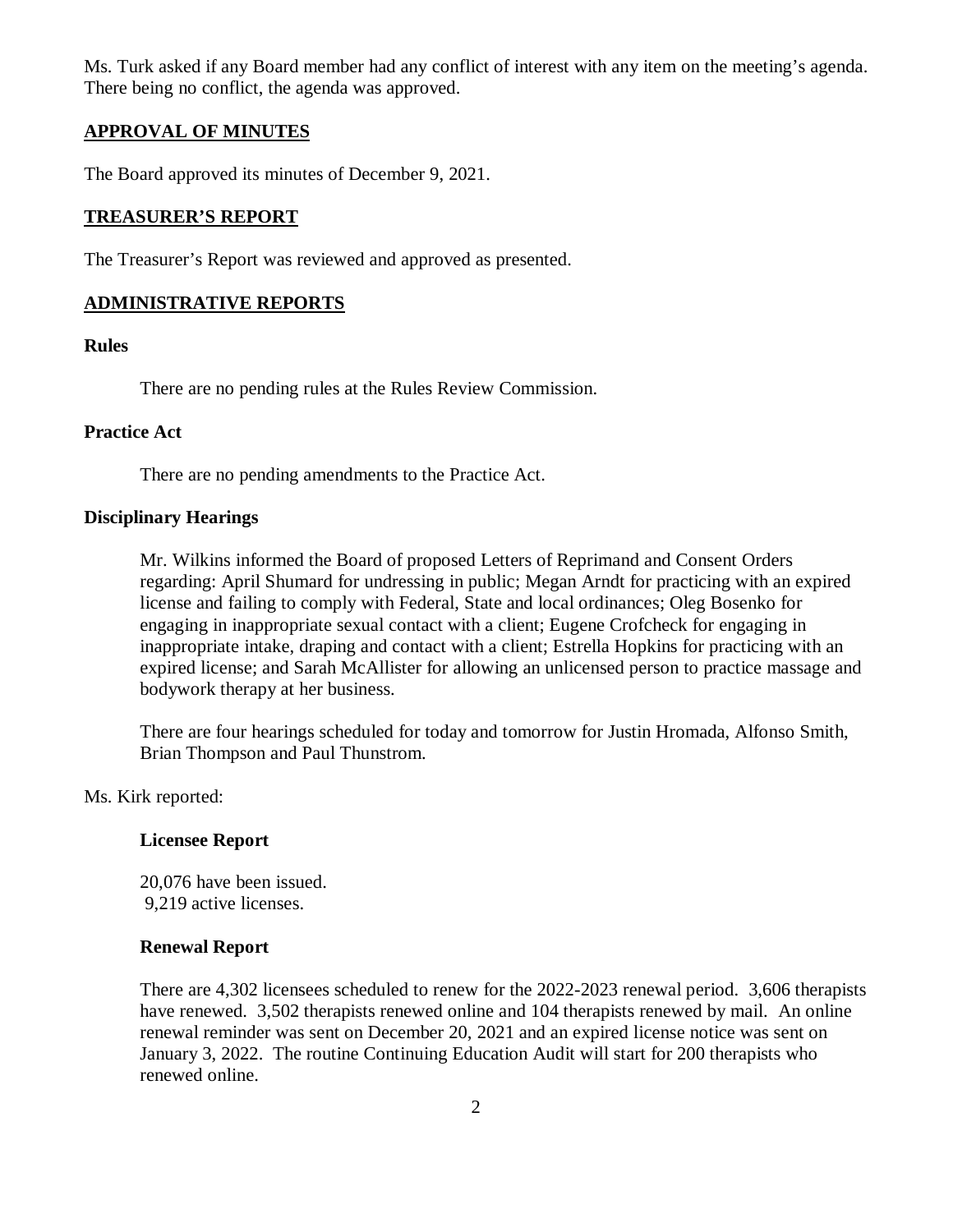Ms. Turk asked if any Board member had any conflict of interest with any item on the meeting's agenda. There being no conflict, the agenda was approved.

## APPROVAL OF MINUTES

The Board approved its minutes of December 9, 2021.

## TREASURER'S REPORT

The Treasurer's Report was reviewed and approved as presented.

## ADMINISTRATIVE REPORTS

### Rules

There are no pending rules at the Rules Review Commission.

### Practice Act

There are no pending amendments to the Practice Act.

### Disciplinary Hearings

Mr. Wilkins informed the Board of proposed Letters of Reprimand and Consent Orders regarding: April Shumard for undressing in public; Megan Arndt for practicing with an expired license and failing to comply with Federal, State and local ordinances; Oleg Bosenko for engaging in inappropriate sexual contact with a client; Eugene Crofcheck for engaging in inappropriate intake, draping and contact with a client; Estrella Hopkins for practicing with an expired license; and Sarah McAllister for allowing an unlicensed person to practice massage and bodywork therapy at her business.

There are four hearings scheduled for today and tomorrow for Justin Hromada, Alfonso Smith, Brian Thompson and Paul Thunstrom.

Ms. Kirk reported:

**Licensee Report**

20,076 have been issued.
9,219 active licenses.

**Renewal Report**

There are 4,302 licensees scheduled to renew for the 2022-2023 renewal period. 3,606 therapists have renewed. 3,502 therapists renewed online and 104 therapists renewed by mail. An online renewal reminder was sent on December 20, 2021 and an expired license notice was sent on January 3, 2022. The routine Continuing Education Audit will start for 200 therapists who renewed online.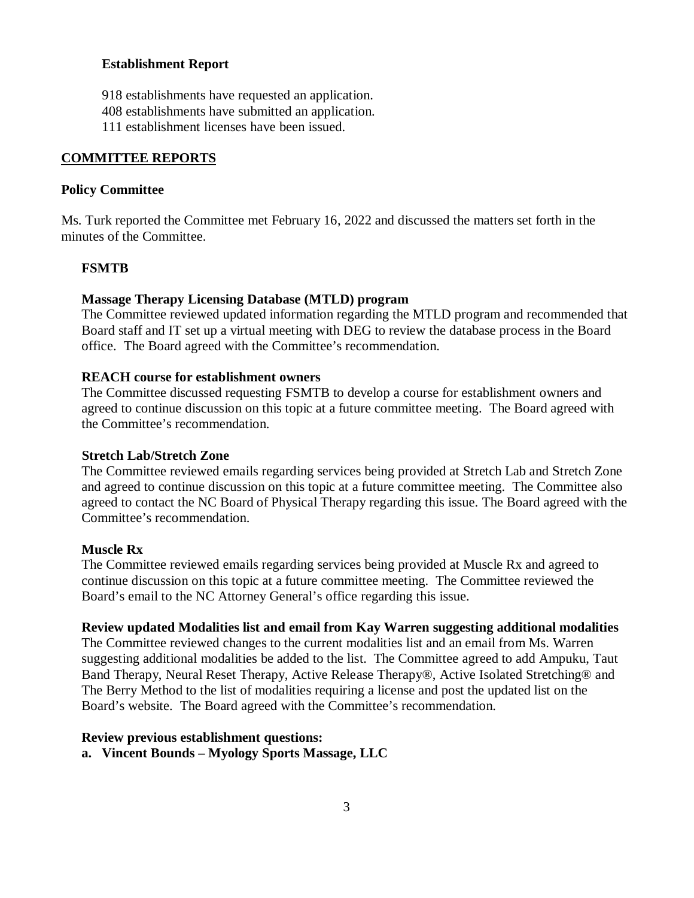**Establishment Report**

918 establishments have requested an application.
408 establishments have submitted an application.
111 establishment licenses have been issued.

## COMMITTEE REPORTS

### Policy Committee

Ms. Turk reported the Committee met February 16, 2022 and discussed the matters set forth in the minutes of the Committee.

**FSMTB**

**Massage Therapy Licensing Database (MTLD) program**
The Committee reviewed updated information regarding the MTLD program and recommended that Board staff and IT set up a virtual meeting with DEG to review the database process in the Board office. The Board agreed with the Committee's recommendation.

**REACH course for establishment owners**
The Committee discussed requesting FSMTB to develop a course for establishment owners and agreed to continue discussion on this topic at a future committee meeting. The Board agreed with the Committee's recommendation.

**Stretch Lab/Stretch Zone**
The Committee reviewed emails regarding services being provided at Stretch Lab and Stretch Zone and agreed to continue discussion on this topic at a future committee meeting. The Committee also agreed to contact the NC Board of Physical Therapy regarding this issue. The Board agreed with the Committee's recommendation.

**Muscle Rx**
The Committee reviewed emails regarding services being provided at Muscle Rx and agreed to continue discussion on this topic at a future committee meeting. The Committee reviewed the Board's email to the NC Attorney General's office regarding this issue.

**Review updated Modalities list and email from Kay Warren suggesting additional modalities**
The Committee reviewed changes to the current modalities list and an email from Ms. Warren suggesting additional modalities be added to the list. The Committee agreed to add Ampuku, Taut Band Therapy, Neural Reset Therapy, Active Release Therapy®, Active Isolated Stretching® and The Berry Method to the list of modalities requiring a license and post the updated list on the Board's website. The Board agreed with the Committee's recommendation.

**Review previous establishment questions:**

**a. Vincent Bounds – Myology Sports Massage, LLC**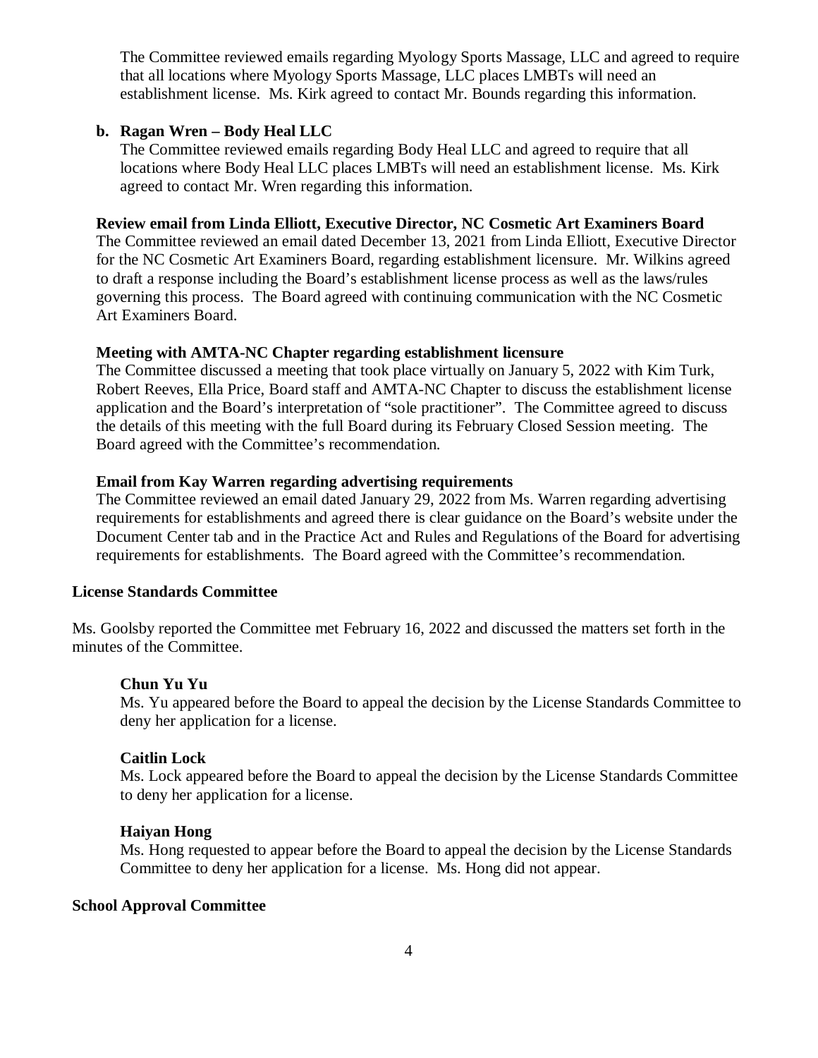The Committee reviewed emails regarding Myology Sports Massage, LLC and agreed to require that all locations where Myology Sports Massage, LLC places LMBTs will need an establishment license. Ms. Kirk agreed to contact Mr. Bounds regarding this information.

**b. Ragan Wren – Body Heal LLC**

The Committee reviewed emails regarding Body Heal LLC and agreed to require that all locations where Body Heal LLC places LMBTs will need an establishment license. Ms. Kirk agreed to contact Mr. Wren regarding this information.

**Review email from Linda Elliott, Executive Director, NC Cosmetic Art Examiners Board**

The Committee reviewed an email dated December 13, 2021 from Linda Elliott, Executive Director for the NC Cosmetic Art Examiners Board, regarding establishment licensure. Mr. Wilkins agreed to draft a response including the Board's establishment license process as well as the laws/rules governing this process. The Board agreed with continuing communication with the NC Cosmetic Art Examiners Board.

**Meeting with AMTA-NC Chapter regarding establishment licensure**

The Committee discussed a meeting that took place virtually on January 5, 2022 with Kim Turk, Robert Reeves, Ella Price, Board staff and AMTA-NC Chapter to discuss the establishment license application and the Board's interpretation of "sole practitioner". The Committee agreed to discuss the details of this meeting with the full Board during its February Closed Session meeting. The Board agreed with the Committee's recommendation.

**Email from Kay Warren regarding advertising requirements**

The Committee reviewed an email dated January 29, 2022 from Ms. Warren regarding advertising requirements for establishments and agreed there is clear guidance on the Board's website under the Document Center tab and in the Practice Act and Rules and Regulations of the Board for advertising requirements for establishments. The Board agreed with the Committee's recommendation.

**License Standards Committee**

Ms. Goolsby reported the Committee met February 16, 2022 and discussed the matters set forth in the minutes of the Committee.

**Chun Yu Yu**

Ms. Yu appeared before the Board to appeal the decision by the License Standards Committee to deny her application for a license.

**Caitlin Lock**

Ms. Lock appeared before the Board to appeal the decision by the License Standards Committee to deny her application for a license.

**Haiyan Hong**

Ms. Hong requested to appear before the Board to appeal the decision by the License Standards Committee to deny her application for a license. Ms. Hong did not appear.

**School Approval Committee**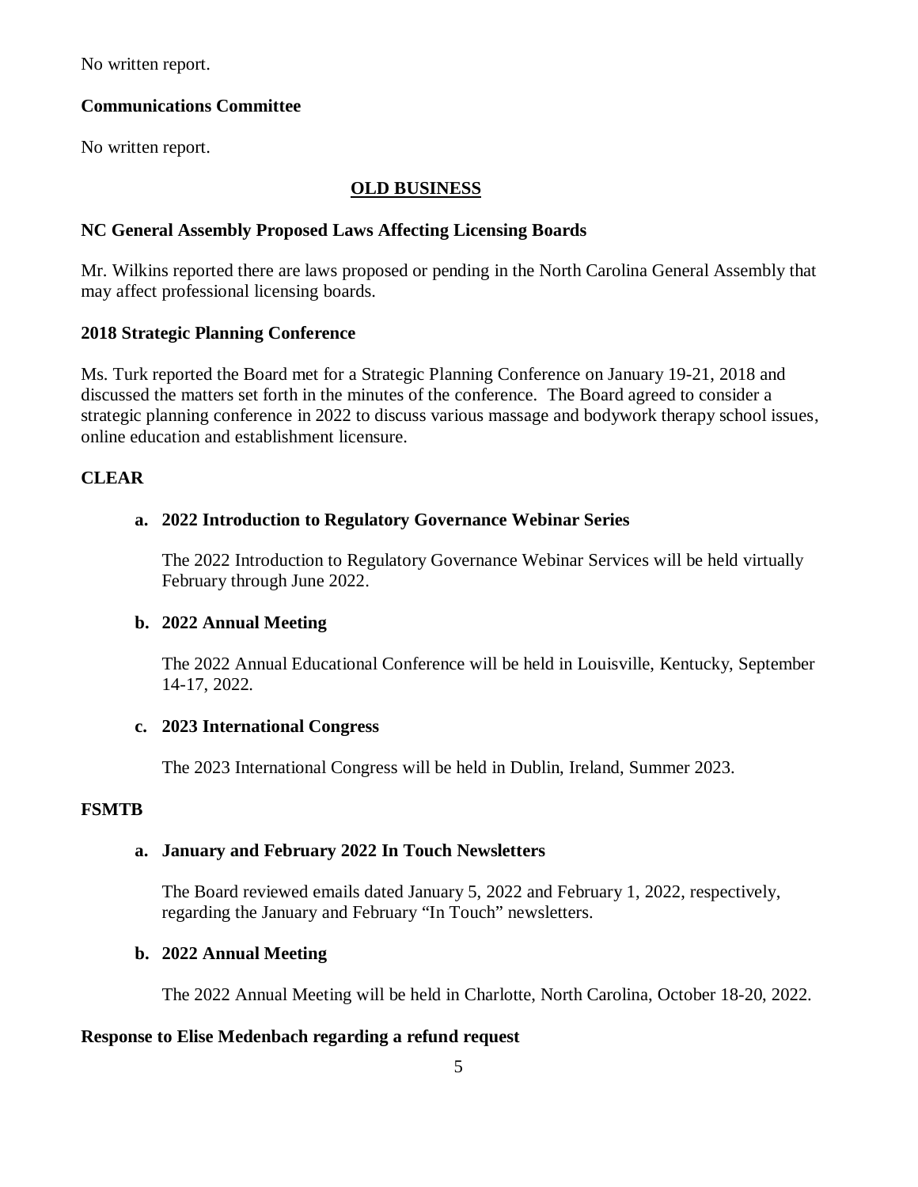No written report.

**Communications Committee**

No written report.

**OLD BUSINESS**

**NC General Assembly Proposed Laws Affecting Licensing Boards**

Mr. Wilkins reported there are laws proposed or pending in the North Carolina General Assembly that may affect professional licensing boards.

**2018 Strategic Planning Conference**

Ms. Turk reported the Board met for a Strategic Planning Conference on January 19-21, 2018 and discussed the matters set forth in the minutes of the conference. The Board agreed to consider a strategic planning conference in 2022 to discuss various massage and bodywork therapy school issues, online education and establishment licensure.

**CLEAR**

**a. 2022 Introduction to Regulatory Governance Webinar Series**

The 2022 Introduction to Regulatory Governance Webinar Services will be held virtually February through June 2022.

**b. 2022 Annual Meeting**

The 2022 Annual Educational Conference will be held in Louisville, Kentucky, September 14-17, 2022.

**c. 2023 International Congress**

The 2023 International Congress will be held in Dublin, Ireland, Summer 2023.

**FSMTB**

**a. January and February 2022 In Touch Newsletters**

The Board reviewed emails dated January 5, 2022 and February 1, 2022, respectively, regarding the January and February "In Touch" newsletters.

**b. 2022 Annual Meeting**

The 2022 Annual Meeting will be held in Charlotte, North Carolina, October 18-20, 2022.

**Response to Elise Medenbach regarding a refund request**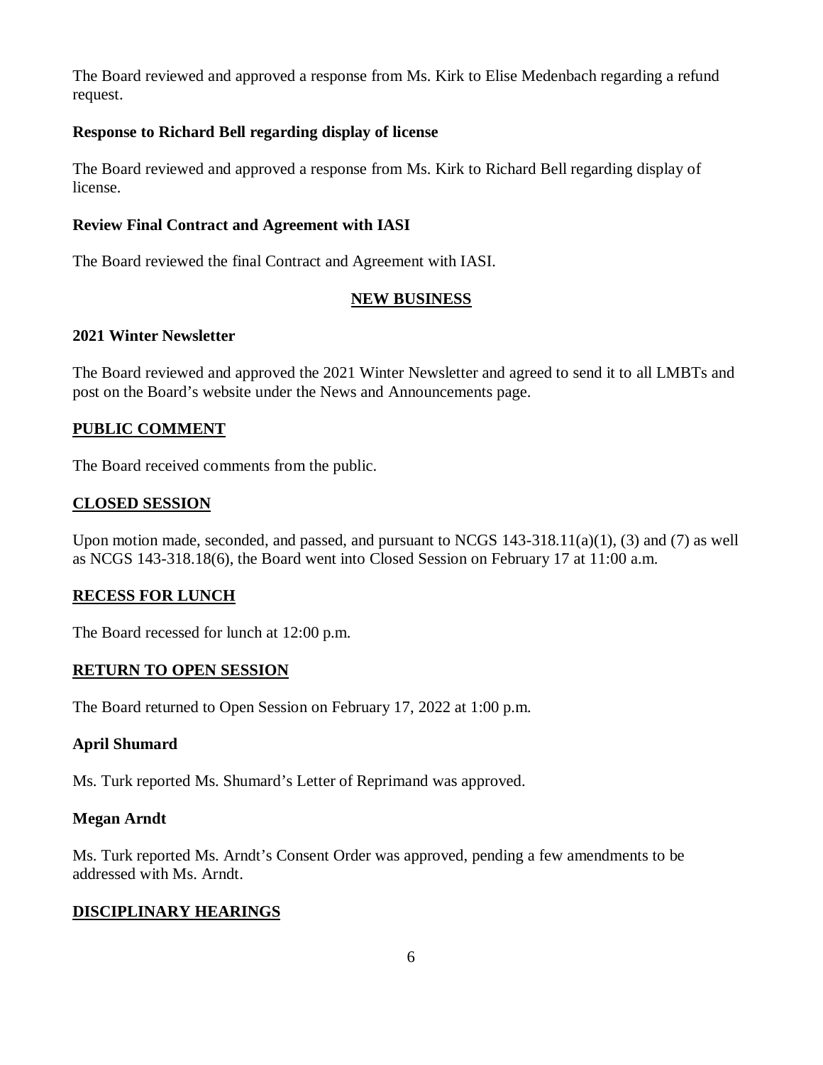The Board reviewed and approved a response from Ms. Kirk to Elise Medenbach regarding a refund request.

**Response to Richard Bell regarding display of license**

The Board reviewed and approved a response from Ms. Kirk to Richard Bell regarding display of license.

**Review Final Contract and Agreement with IASI**

The Board reviewed the final Contract and Agreement with IASI.

## NEW BUSINESS

**2021 Winter Newsletter**

The Board reviewed and approved the 2021 Winter Newsletter and agreed to send it to all LMBTs and post on the Board's website under the News and Announcements page.

## PUBLIC COMMENT

The Board received comments from the public.

## CLOSED SESSION

Upon motion made, seconded, and passed, and pursuant to NCGS 143-318.11(a)(1), (3) and (7) as well as NCGS 143-318.18(6), the Board went into Closed Session on February 17 at 11:00 a.m.

## RECESS FOR LUNCH

The Board recessed for lunch at 12:00 p.m.

## RETURN TO OPEN SESSION

The Board returned to Open Session on February 17, 2022 at 1:00 p.m.

**April Shumard**

Ms. Turk reported Ms. Shumard's Letter of Reprimand was approved.

**Megan Arndt**

Ms. Turk reported Ms. Arndt's Consent Order was approved, pending a few amendments to be addressed with Ms. Arndt.

## DISCIPLINARY HEARINGS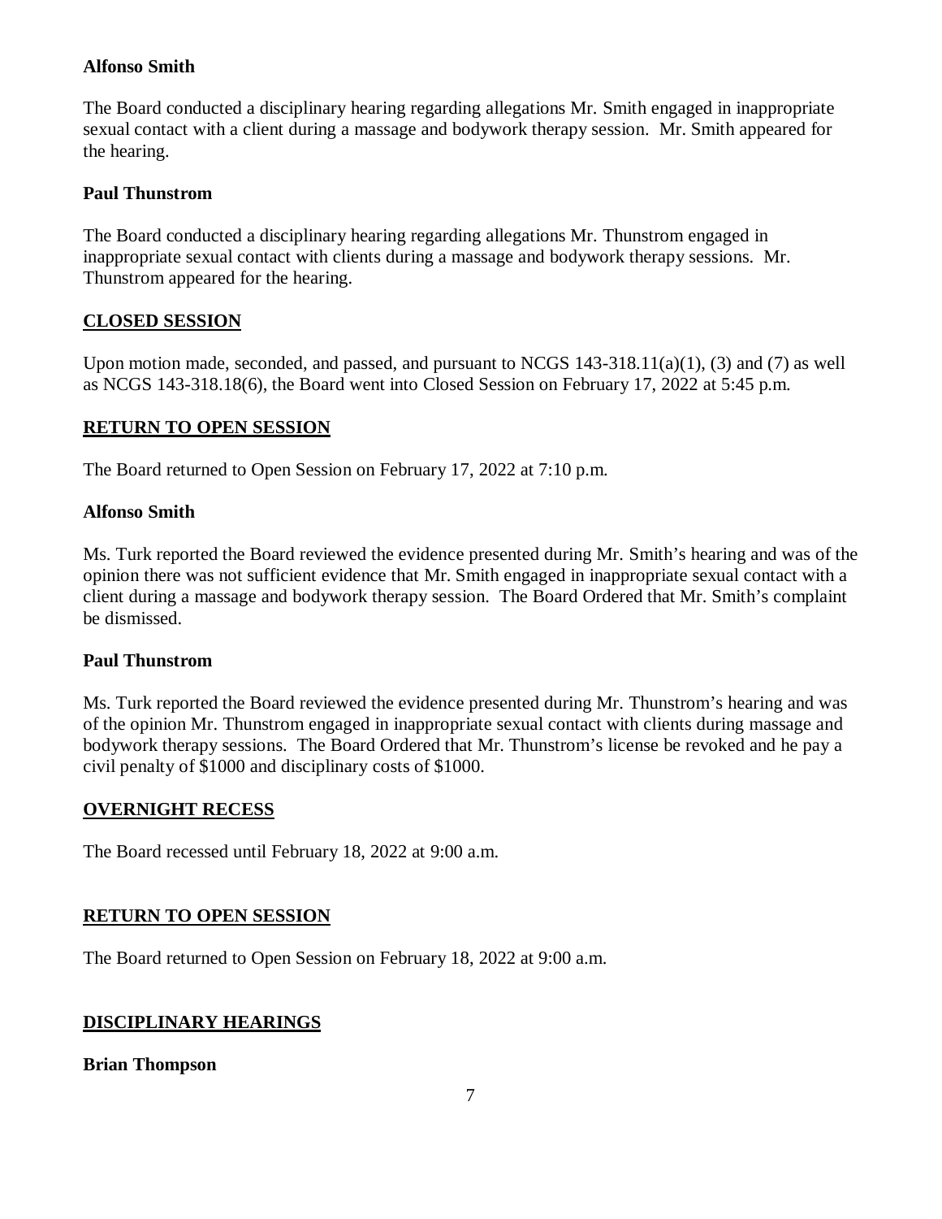**Alfonso Smith**

The Board conducted a disciplinary hearing regarding allegations Mr. Smith engaged in inappropriate sexual contact with a client during a massage and bodywork therapy session. Mr. Smith appeared for the hearing.

**Paul Thunstrom**

The Board conducted a disciplinary hearing regarding allegations Mr. Thunstrom engaged in inappropriate sexual contact with clients during a massage and bodywork therapy sessions. Mr. Thunstrom appeared for the hearing.

## CLOSED SESSION

Upon motion made, seconded, and passed, and pursuant to NCGS 143-318.11(a)(1), (3) and (7) as well as NCGS 143-318.18(6), the Board went into Closed Session on February 17, 2022 at 5:45 p.m.

## RETURN TO OPEN SESSION

The Board returned to Open Session on February 17, 2022 at 7:10 p.m.

**Alfonso Smith**

Ms. Turk reported the Board reviewed the evidence presented during Mr. Smith's hearing and was of the opinion there was not sufficient evidence that Mr. Smith engaged in inappropriate sexual contact with a client during a massage and bodywork therapy session. The Board Ordered that Mr. Smith's complaint be dismissed.

**Paul Thunstrom**

Ms. Turk reported the Board reviewed the evidence presented during Mr. Thunstrom's hearing and was of the opinion Mr. Thunstrom engaged in inappropriate sexual contact with clients during massage and bodywork therapy sessions. The Board Ordered that Mr. Thunstrom's license be revoked and he pay a civil penalty of $1000 and disciplinary costs of $1000.

## OVERNIGHT RECESS

The Board recessed until February 18, 2022 at 9:00 a.m.

## RETURN TO OPEN SESSION

The Board returned to Open Session on February 18, 2022 at 9:00 a.m.

## DISCIPLINARY HEARINGS

**Brian Thompson**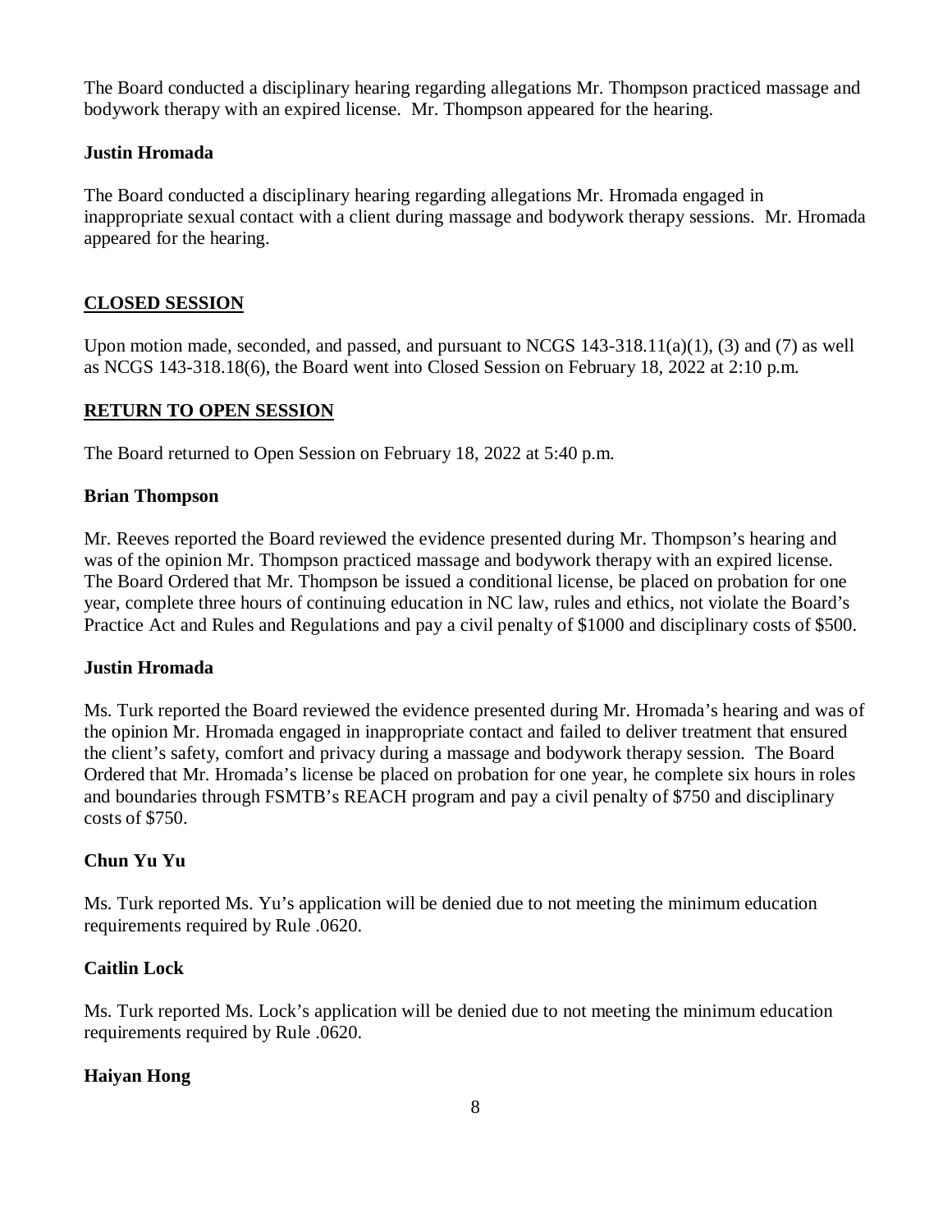The Board conducted a disciplinary hearing regarding allegations Mr. Thompson practiced massage and bodywork therapy with an expired license. Mr. Thompson appeared for the hearing.

**Justin Hromada**

The Board conducted a disciplinary hearing regarding allegations Mr. Hromada engaged in inappropriate sexual contact with a client during massage and bodywork therapy sessions. Mr. Hromada appeared for the hearing.

## CLOSED SESSION

Upon motion made, seconded, and passed, and pursuant to NCGS 143-318.11(a)(1), (3) and (7) as well as NCGS 143-318.18(6), the Board went into Closed Session on February 18, 2022 at 2:10 p.m.

## RETURN TO OPEN SESSION

The Board returned to Open Session on February 18, 2022 at 5:40 p.m.

**Brian Thompson**

Mr. Reeves reported the Board reviewed the evidence presented during Mr. Thompson's hearing and was of the opinion Mr. Thompson practiced massage and bodywork therapy with an expired license. The Board Ordered that Mr. Thompson be issued a conditional license, be placed on probation for one year, complete three hours of continuing education in NC law, rules and ethics, not violate the Board's Practice Act and Rules and Regulations and pay a civil penalty of $1000 and disciplinary costs of $500.

**Justin Hromada**

Ms. Turk reported the Board reviewed the evidence presented during Mr. Hromada's hearing and was of the opinion Mr. Hromada engaged in inappropriate contact and failed to deliver treatment that ensured the client's safety, comfort and privacy during a massage and bodywork therapy session. The Board Ordered that Mr. Hromada's license be placed on probation for one year, he complete six hours in roles and boundaries through FSMTB's REACH program and pay a civil penalty of $750 and disciplinary costs of $750.

**Chun Yu Yu**

Ms. Turk reported Ms. Yu's application will be denied due to not meeting the minimum education requirements required by Rule .0620.

**Caitlin Lock**

Ms. Turk reported Ms. Lock's application will be denied due to not meeting the minimum education requirements required by Rule .0620.

**Haiyan Hong**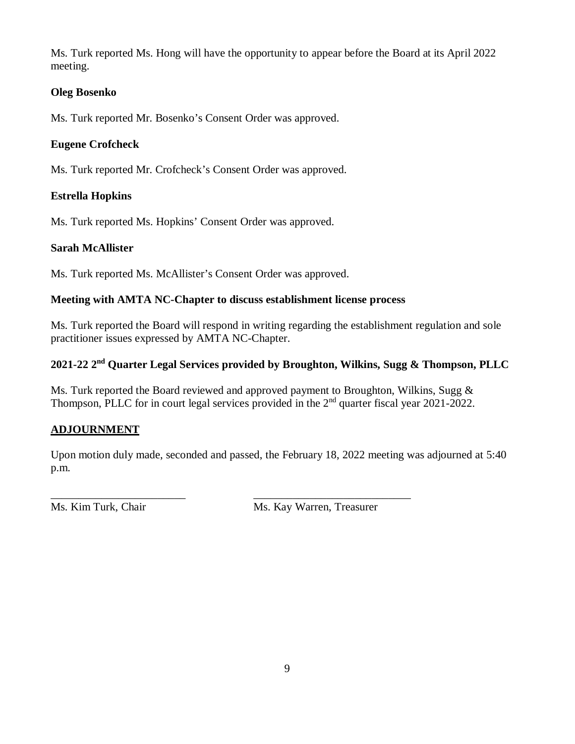Ms. Turk reported Ms. Hong will have the opportunity to appear before the Board at its April 2022 meeting.

**Oleg Bosenko**

Ms. Turk reported Mr. Bosenko's Consent Order was approved.

**Eugene Crofcheck**

Ms. Turk reported Mr. Crofcheck's Consent Order was approved.

**Estrella Hopkins**

Ms. Turk reported Ms. Hopkins' Consent Order was approved.

**Sarah McAllister**

Ms. Turk reported Ms. McAllister's Consent Order was approved.

**Meeting with AMTA NC-Chapter to discuss establishment license process**

Ms. Turk reported the Board will respond in writing regarding the establishment regulation and sole practitioner issues expressed by AMTA NC-Chapter.

**2021-22 2nd Quarter Legal Services provided by Broughton, Wilkins, Sugg & Thompson, PLLC**

Ms. Turk reported the Board reviewed and approved payment to Broughton, Wilkins, Sugg & Thompson, PLLC for in court legal services provided in the 2nd quarter fiscal year 2021-2022.

## ADJOURNMENT

Upon motion duly made, seconded and passed, the February 18, 2022 meeting was adjourned at 5:40 p.m.

\_\_\_\_\_\_\_\_\_\_\_\_\_\_\_\_\_\_\_\_\_\_\_\_ \_\_\_\_\_\_\_\_\_\_\_\_\_\_\_\_\_\_\_\_\_\_\_\_\_\_\_\_

Ms. Kim Turk, Chair Ms. Kay Warren, Treasurer